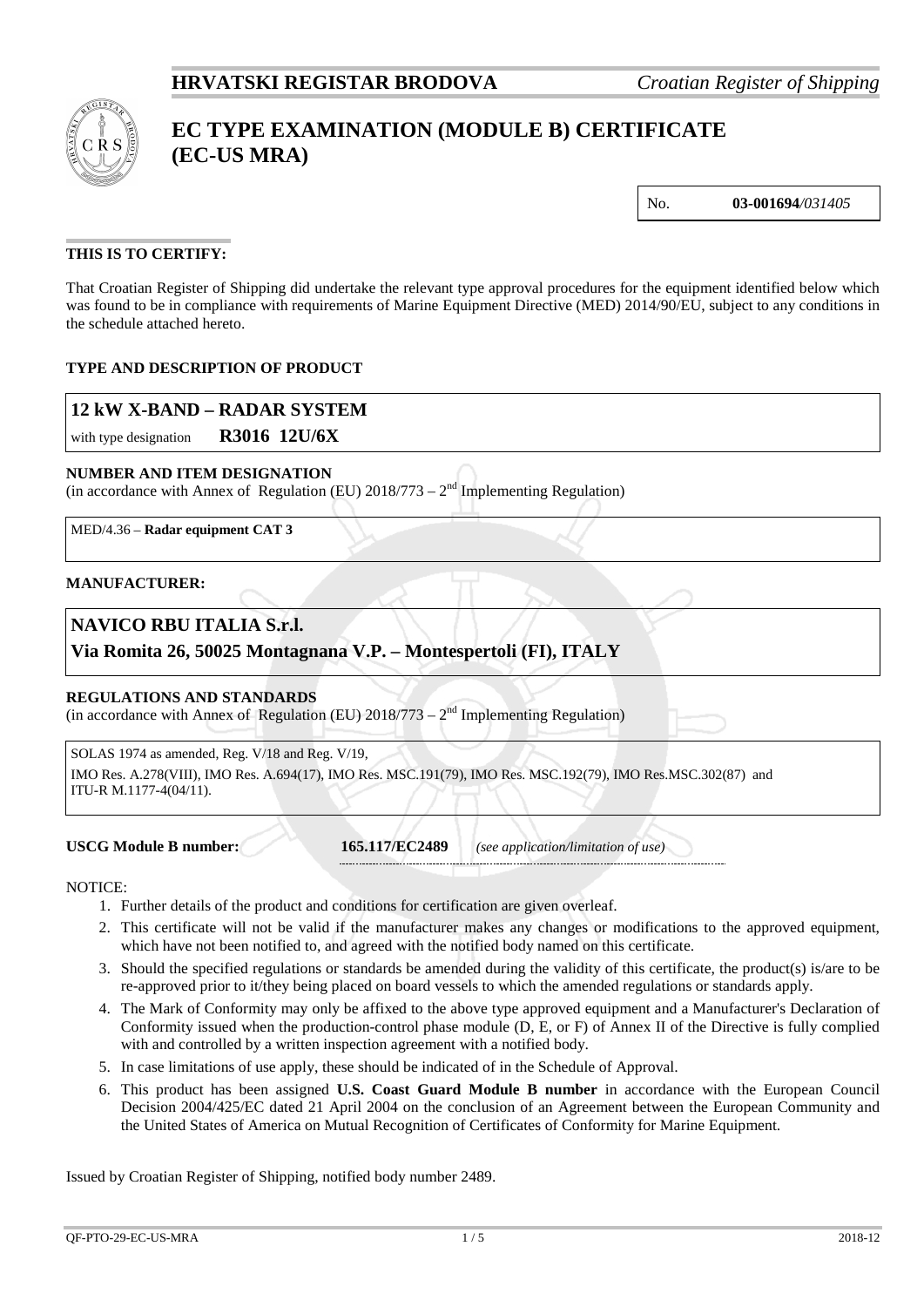**HRVATSKI REGISTAR BRODOVA** *Croatian Register of Shipping*

# EC TYPE EXAMINATION (MODULE B) CERTIFICATE (EC-US MRA)

| No. | **03-001694**/*031405* |
|---|---|

**THIS IS TO CERTIFY:**

That Croatian Register of Shipping did undertake the relevant type approval procedures for the equipment identified below which was found to be in compliance with requirements of Marine Equipment Directive (MED) 2014/90/EU, subject to any conditions in the schedule attached hereto.

**TYPE AND DESCRIPTION OF PRODUCT**

**12 kW X-BAND – RADAR SYSTEM**

with type designation **R3016 12U/6X**

**NUMBER AND ITEM DESIGNATION**
(in accordance with Annex of Regulation (EU) 2018/773 – 2nd Implementing Regulation)

MED/4.36 – **Radar equipment CAT 3**

**MANUFACTURER:**

**NAVICO RBU ITALIA S.r.l.**
**Via Romita 26, 50025 Montagnana V.P. – Montespertoli (FI), ITALY**

**REGULATIONS AND STANDARDS**
(in accordance with Annex of Regulation (EU) 2018/773 – 2nd Implementing Regulation)

SOLAS 1974 as amended, Reg. V/18 and Reg. V/19,
IMO Res. A.278(VIII), IMO Res. A.694(17), IMO Res. MSC.191(79), IMO Res. MSC.192(79), IMO Res.MSC.302(87) and ITU-R M.1177-4(04/11).

**USCG Module B number:** **165.117/EC2489** *(see application/limitation of use)*

NOTICE:

1. Further details of the product and conditions for certification are given overleaf.
2. This certificate will not be valid if the manufacturer makes any changes or modifications to the approved equipment, which have not been notified to, and agreed with the notified body named on this certificate.
3. Should the specified regulations or standards be amended during the validity of this certificate, the product(s) is/are to be re-approved prior to it/they being placed on board vessels to which the amended regulations or standards apply.
4. The Mark of Conformity may only be affixed to the above type approved equipment and a Manufacturer's Declaration of Conformity issued when the production-control phase module (D, E, or F) of Annex II of the Directive is fully complied with and controlled by a written inspection agreement with a notified body.
5. In case limitations of use apply, these should be indicated of in the Schedule of Approval.
6. This product has been assigned **U.S. Coast Guard Module B number** in accordance with the European Council Decision 2004/425/EC dated 21 April 2004 on the conclusion of an Agreement between the European Community and the United States of America on Mutual Recognition of Certificates of Conformity for Marine Equipment.

Issued by Croatian Register of Shipping, notified body number 2489.

QF-PTO-29-EC-US-MRA 2018-12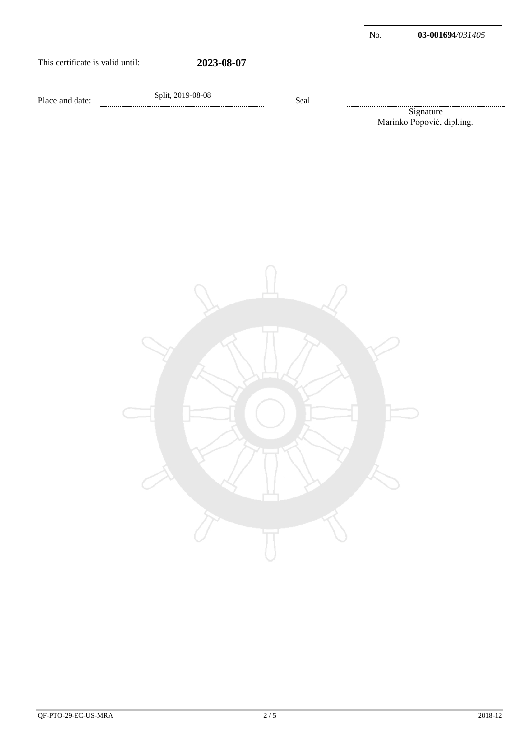No. **03-001694**/*031405*

This certificate is valid until: **2023-08-07**

Place and date: Split, 2019-08-08

Seal

Signature
Marinko Popović, dipl.ing.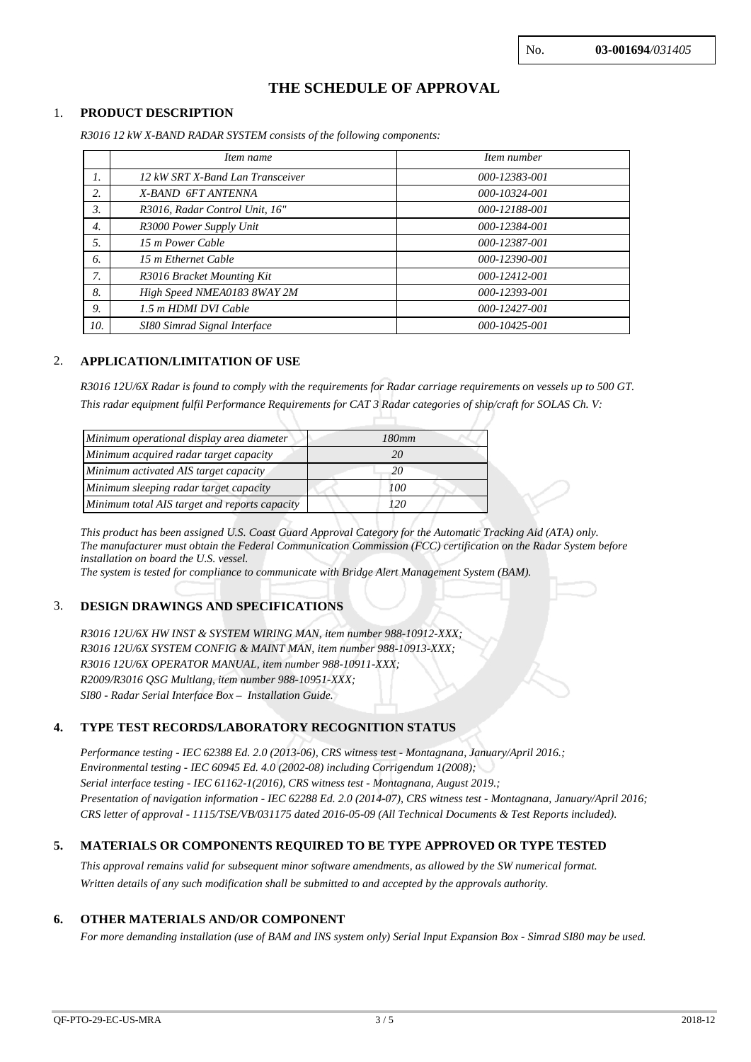No. **03-001694**/*031405*

# THE SCHEDULE OF APPROVAL

## 1. PRODUCT DESCRIPTION

*R3016 12 kW X-BAND RADAR SYSTEM consists of the following components:*

| | *Item name* | *Item number* |
|---|---|---|
| *1.* | *12 kW SRT X-Band Lan Transceiver* | *000-12383-001* |
| *2.* | *X-BAND 6FT ANTENNA* | *000-10324-001* |
| *3.* | *R3016, Radar Control Unit, 16"* | *000-12188-001* |
| *4.* | *R3000 Power Supply Unit* | *000-12384-001* |
| *5.* | *15 m Power Cable* | *000-12387-001* |
| *6.* | *15 m Ethernet Cable* | *000-12390-001* |
| *7.* | *R3016 Bracket Mounting Kit* | *000-12412-001* |
| *8.* | *High Speed NMEA0183 8WAY 2M* | *000-12393-001* |
| *9.* | *1.5 m HDMI DVI Cable* | *000-12427-001* |
| *10.* | *SI80 Simrad Signal Interface* | *000-10425-001* |

## 2. APPLICATION/LIMITATION OF USE

*R3016 12U/6X Radar is found to comply with the requirements for Radar carriage requirements on vessels up to 500 GT.*
*This radar equipment fulfil Performance Requirements for CAT 3 Radar categories of ship/craft for SOLAS Ch. V:*

| | |
|---|---|
| *Minimum operational display area diameter* | *180mm* |
| *Minimum acquired radar target capacity* | *20* |
| *Minimum activated AIS target capacity* | *20* |
| *Minimum sleeping radar target capacity* | *100* |
| *Minimum total AIS target and reports capacity* | *120* |

*This product has been assigned U.S. Coast Guard Approval Category for the Automatic Tracking Aid (ATA) only.*
*The manufacturer must obtain the Federal Communication Commission (FCC) certification on the Radar System before installation on board the U.S. vessel.*
*The system is tested for compliance to communicate with Bridge Alert Management System (BAM).*

## 3. DESIGN DRAWINGS AND SPECIFICATIONS

*R3016 12U/6X HW INST & SYSTEM WIRING MAN, item number 988-10912-XXX;*
*R3016 12U/6X SYSTEM CONFIG & MAINT MAN, item number 988-10913-XXX;*
*R3016 12U/6X OPERATOR MANUAL, item number 988-10911-XXX;*
*R2009/R3016 QSG Multlang, item number 988-10951-XXX;*
*SI80 - Radar Serial Interface Box – Installation Guide.*

## 4. TYPE TEST RECORDS/LABORATORY RECOGNITION STATUS

*Performance testing - IEC 62388 Ed. 2.0 (2013-06), CRS witness test - Montagnana, January/April 2016.;*
*Environmental testing - IEC 60945 Ed. 4.0 (2002-08) including Corrigendum 1(2008);*
*Serial interface testing - IEC 61162-1(2016), CRS witness test - Montagnana, August 2019.;*
*Presentation of navigation information - IEC 62288 Ed. 2.0 (2014-07), CRS witness test - Montagnana, January/April 2016;*
*CRS letter of approval - 1115/TSE/VB/031175 dated 2016-05-09 (All Technical Documents & Test Reports included).*

## 5. MATERIALS OR COMPONENTS REQUIRED TO BE TYPE APPROVED OR TYPE TESTED

*This approval remains valid for subsequent minor software amendments, as allowed by the SW numerical format.*
*Written details of any such modification shall be submitted to and accepted by the approvals authority.*

## 6. OTHER MATERIALS AND/OR COMPONENT

*For more demanding installation (use of BAM and INS system only) Serial Input Expansion Box - Simrad SI80 may be used.*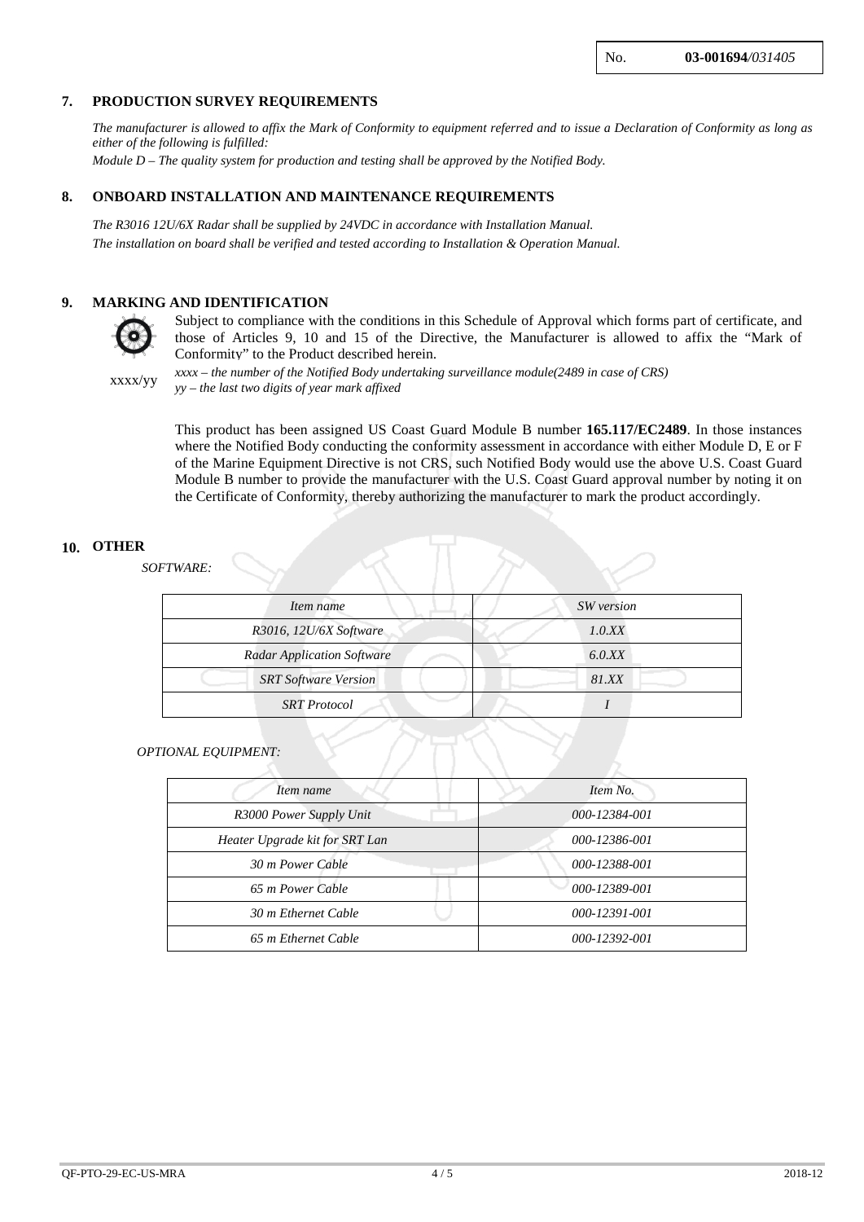No. **03-001694**/*031405*

## 7. PRODUCTION SURVEY REQUIREMENTS

*The manufacturer is allowed to affix the Mark of Conformity to equipment referred and to issue a Declaration of Conformity as long as either of the following is fulfilled:*

*Module D – The quality system for production and testing shall be approved by the Notified Body.*

## 8. ONBOARD INSTALLATION AND MAINTENANCE REQUIREMENTS

*The R3016 12U/6X Radar shall be supplied by 24VDC in accordance with Installation Manual.*

*The installation on board shall be verified and tested according to Installation & Operation Manual.*

## 9. MARKING AND IDENTIFICATION

Subject to compliance with the conditions in this Schedule of Approval which forms part of certificate, and those of Articles 9, 10 and 15 of the Directive, the Manufacturer is allowed to affix the "Mark of Conformity" to the Product described herein.

xxxx/yy

*xxxx – the number of the Notified Body undertaking surveillance module(2489 in case of CRS)*
*yy – the last two digits of year mark affixed*

This product has been assigned US Coast Guard Module B number **165.117/EC2489**. In those instances where the Notified Body conducting the conformity assessment in accordance with either Module D, E or F of the Marine Equipment Directive is not CRS, such Notified Body would use the above U.S. Coast Guard Module B number to provide the manufacturer with the U.S. Coast Guard approval number by noting it on the Certificate of Conformity, thereby authorizing the manufacturer to mark the product accordingly.

## 10. OTHER

*SOFTWARE:*

| *Item name* | *SW version* |
|---|---|
| *R3016, 12U/6X Software* | *1.0.XX* |
| *Radar Application Software* | *6.0.XX* |
| *SRT Software Version* | *81.XX* |
| *SRT Protocol* | *I* |

*OPTIONAL EQUIPMENT:*

| *Item name* | *Item No.* |
|---|---|
| *R3000 Power Supply Unit* | *000-12384-001* |
| *Heater Upgrade kit for SRT Lan* | *000-12386-001* |
| *30 m Power Cable* | *000-12388-001* |
| *65 m Power Cable* | *000-12389-001* |
| *30 m Ethernet Cable* | *000-12391-001* |
| *65 m Ethernet Cable* | *000-12392-001* |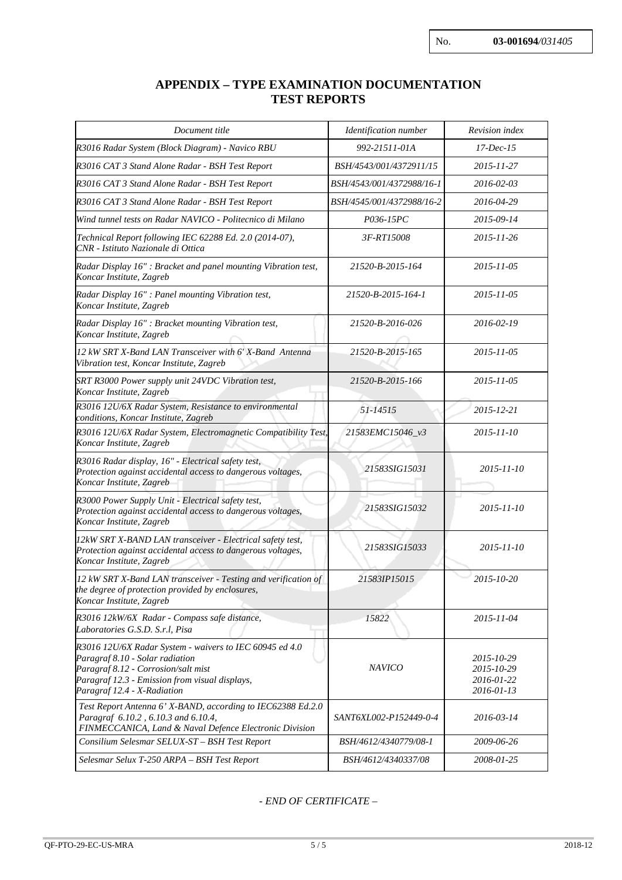No. **03-001694**/*031405*

## APPENDIX – TYPE EXAMINATION DOCUMENTATION
## TEST REPORTS

| *Document title* | *Identification number* | *Revision index* |
|---|---|---|
| *R3016 Radar System (Block Diagram) - Navico RBU* | *992-21511-01A* | *17-Dec-15* |
| *R3016 CAT 3 Stand Alone Radar - BSH Test Report* | *BSH/4543/001/4372911/15* | *2015-11-27* |
| *R3016 CAT 3 Stand Alone Radar - BSH Test Report* | *BSH/4543/001/4372988/16-1* | *2016-02-03* |
| *R3016 CAT 3 Stand Alone Radar - BSH Test Report* | *BSH/4545/001/4372988/16-2* | *2016-04-29* |
| *Wind tunnel tests on Radar NAVICO - Politecnico di Milano* | *P036-15PC* | *2015-09-14* |
| *Technical Report following IEC 62288 Ed. 2.0 (2014-07), CNR - Istituto Nazionale di Ottica* | *3F-RT15008* | *2015-11-26* |
| *Radar Display 16" : Bracket and panel mounting Vibration test, Koncar Institute, Zagreb* | *21520-B-2015-164* | *2015-11-05* |
| *Radar Display 16" : Panel mounting Vibration test, Koncar Institute, Zagreb* | *21520-B-2015-164-1* | *2015-11-05* |
| *Radar Display 16" : Bracket mounting Vibration test, Koncar Institute, Zagreb* | *21520-B-2016-026* | *2016-02-19* |
| *12 kW SRT X-Band LAN Transceiver with 6' X-Band Antenna Vibration test, Koncar Institute, Zagreb* | *21520-B-2015-165* | *2015-11-05* |
| *SRT R3000 Power supply unit 24VDC Vibration test, Koncar Institute, Zagreb* | *21520-B-2015-166* | *2015-11-05* |
| *R3016 12U/6X Radar System, Resistance to environmental conditions, Koncar Institute, Zagreb* | *51-14515* | *2015-12-21* |
| *R3016 12U/6X Radar System, Electromagnetic Compatibility Test, Koncar Institute, Zagreb* | *21583EMC15046_v3* | *2015-11-10* |
| *R3016 Radar display, 16" - Electrical safety test, Protection against accidental access to dangerous voltages, Koncar Institute, Zagreb* | *21583SIG15031* | *2015-11-10* |
| *R3000 Power Supply Unit - Electrical safety test, Protection against accidental access to dangerous voltages, Koncar Institute, Zagreb* | *21583SIG15032* | *2015-11-10* |
| *12kW SRT X-BAND LAN transceiver - Electrical safety test, Protection against accidental access to dangerous voltages, Koncar Institute, Zagreb* | *21583SIG15033* | *2015-11-10* |
| *12 kW SRT X-Band LAN transceiver - Testing and verification of the degree of protection provided by enclosures, Koncar Institute, Zagreb* | *21583IP15015* | *2015-10-20* |
| *R3016 12kW/6X Radar - Compass safe distance, Laboratories G.S.D. S.r.l, Pisa* | *15822* | *2015-11-04* |
| *R3016 12U/6X Radar System - waivers to IEC 60945 ed 4.0 Paragraf 8.10 - Solar radiation Paragraf 8.12 - Corrosion/salt mist Paragraf 12.3 - Emission from visual displays, Paragraf 12.4 - X-Radiation* | *NAVICO* | *2015-10-29 2015-10-29 2016-01-22 2016-01-13* |
| *Test Report Antenna 6' X-BAND, according to IEC62388 Ed.2.0 Paragraf 6.10.2 , 6.10.3 and 6.10.4, FINMECCANICA, Land & Naval Defence Electronic Division* | *SANT6XL002-P152449-0-4* | *2016-03-14* |
| *Consilium Selesmar SELUX-ST – BSH Test Report* | *BSH/4612/4340779/08-1* | *2009-06-26* |
| *Selesmar Selux T-250 ARPA – BSH Test Report* | *BSH/4612/4340337/08* | *2008-01-25* |

*- END OF CERTIFICATE –*